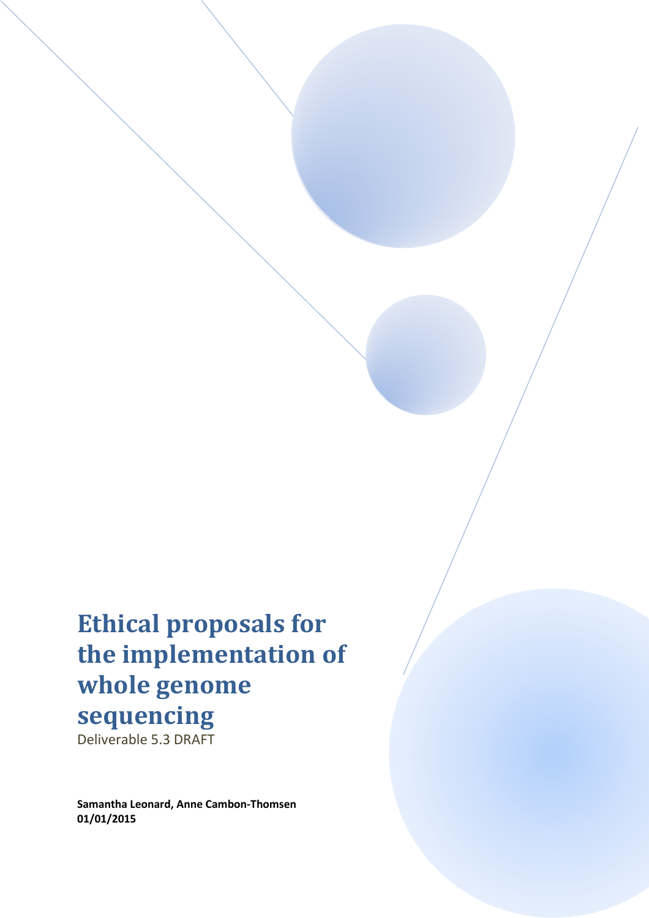# Ethical proposals for the implementation of whole genome sequencing

Deliverable 5.3 DRAFT

**Samantha Leonard, Anne Cambon-Thomsen**
**01/01/2015**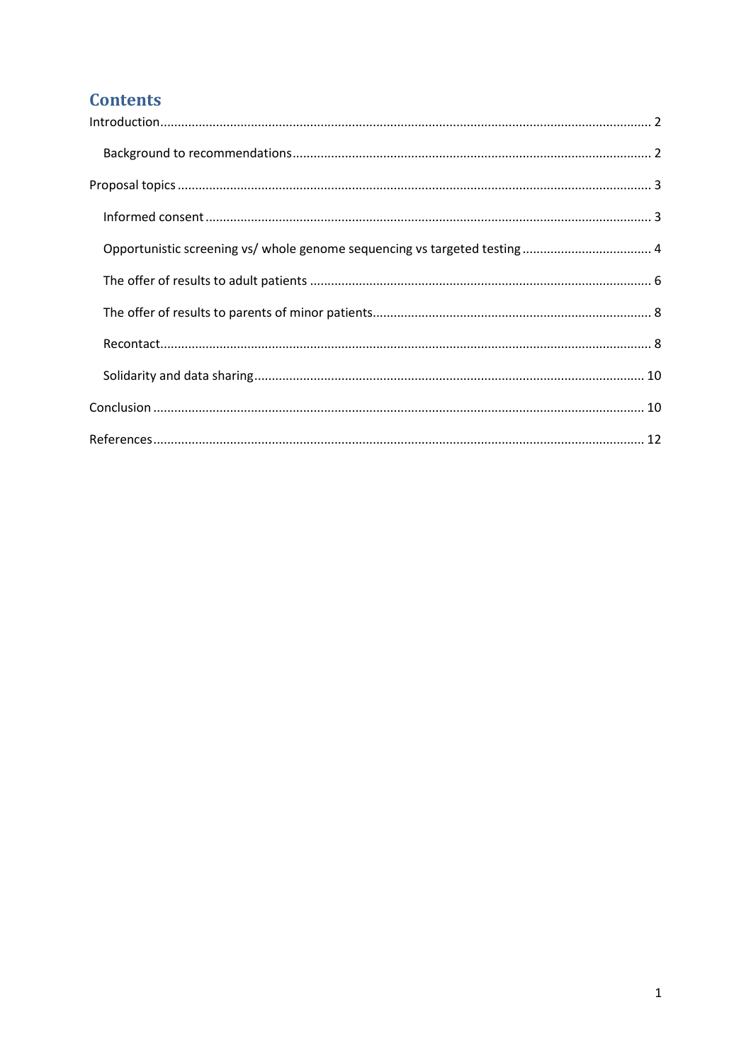# Contents

Introduction ........ 2

- Background to recommendations ........ 2

Proposal topics ........ 3

- Informed consent ........ 3
- Opportunistic screening vs/ whole genome sequencing vs targeted testing ........ 4
- The offer of results to adult patients ........ 6
- The offer of results to parents of minor patients ........ 8
- Recontact ........ 8
- Solidarity and data sharing ........ 10

Conclusion ........ 10

References ........ 12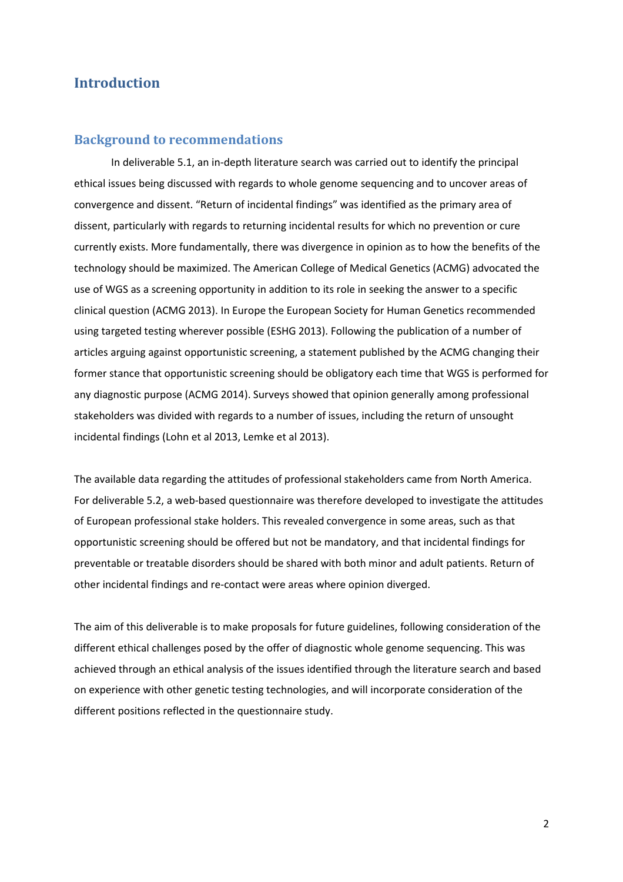# Introduction

## Background to recommendations

In deliverable 5.1, an in-depth literature search was carried out to identify the principal ethical issues being discussed with regards to whole genome sequencing and to uncover areas of convergence and dissent. "Return of incidental findings" was identified as the primary area of dissent, particularly with regards to returning incidental results for which no prevention or cure currently exists. More fundamentally, there was divergence in opinion as to how the benefits of the technology should be maximized. The American College of Medical Genetics (ACMG) advocated the use of WGS as a screening opportunity in addition to its role in seeking the answer to a specific clinical question (ACMG 2013). In Europe the European Society for Human Genetics recommended using targeted testing wherever possible (ESHG 2013). Following the publication of a number of articles arguing against opportunistic screening, a statement published by the ACMG changing their former stance that opportunistic screening should be obligatory each time that WGS is performed for any diagnostic purpose (ACMG 2014). Surveys showed that opinion generally among professional stakeholders was divided with regards to a number of issues, including the return of unsought incidental findings (Lohn et al 2013, Lemke et al 2013).

The available data regarding the attitudes of professional stakeholders came from North America. For deliverable 5.2, a web-based questionnaire was therefore developed to investigate the attitudes of European professional stake holders. This revealed convergence in some areas, such as that opportunistic screening should be offered but not be mandatory, and that incidental findings for preventable or treatable disorders should be shared with both minor and adult patients. Return of other incidental findings and re-contact were areas where opinion diverged.

The aim of this deliverable is to make proposals for future guidelines, following consideration of the different ethical challenges posed by the offer of diagnostic whole genome sequencing. This was achieved through an ethical analysis of the issues identified through the literature search and based on experience with other genetic testing technologies, and will incorporate consideration of the different positions reflected in the questionnaire study.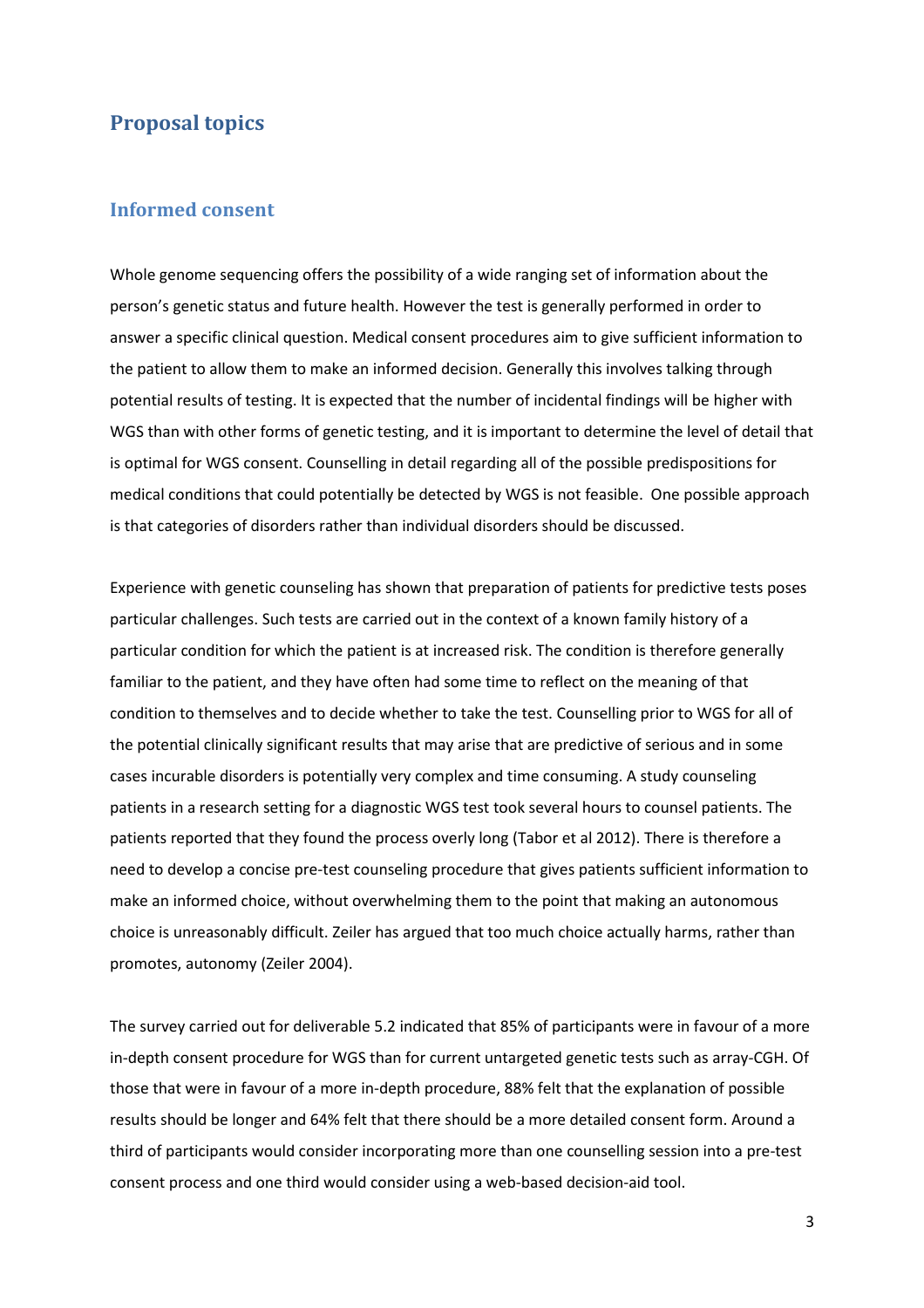# Proposal topics

## Informed consent

Whole genome sequencing offers the possibility of a wide ranging set of information about the person's genetic status and future health. However the test is generally performed in order to answer a specific clinical question. Medical consent procedures aim to give sufficient information to the patient to allow them to make an informed decision. Generally this involves talking through potential results of testing. It is expected that the number of incidental findings will be higher with WGS than with other forms of genetic testing, and it is important to determine the level of detail that is optimal for WGS consent. Counselling in detail regarding all of the possible predispositions for medical conditions that could potentially be detected by WGS is not feasible.  One possible approach is that categories of disorders rather than individual disorders should be discussed.

Experience with genetic counseling has shown that preparation of patients for predictive tests poses particular challenges. Such tests are carried out in the context of a known family history of a particular condition for which the patient is at increased risk. The condition is therefore generally familiar to the patient, and they have often had some time to reflect on the meaning of that condition to themselves and to decide whether to take the test. Counselling prior to WGS for all of the potential clinically significant results that may arise that are predictive of serious and in some cases incurable disorders is potentially very complex and time consuming. A study counseling patients in a research setting for a diagnostic WGS test took several hours to counsel patients. The patients reported that they found the process overly long (Tabor et al 2012). There is therefore a need to develop a concise pre-test counseling procedure that gives patients sufficient information to make an informed choice, without overwhelming them to the point that making an autonomous choice is unreasonably difficult. Zeiler has argued that too much choice actually harms, rather than promotes, autonomy (Zeiler 2004).

The survey carried out for deliverable 5.2 indicated that 85% of participants were in favour of a more in-depth consent procedure for WGS than for current untargeted genetic tests such as array-CGH. Of those that were in favour of a more in-depth procedure, 88% felt that the explanation of possible results should be longer and 64% felt that there should be a more detailed consent form. Around a third of participants would consider incorporating more than one counselling session into a pre-test consent process and one third would consider using a web-based decision-aid tool.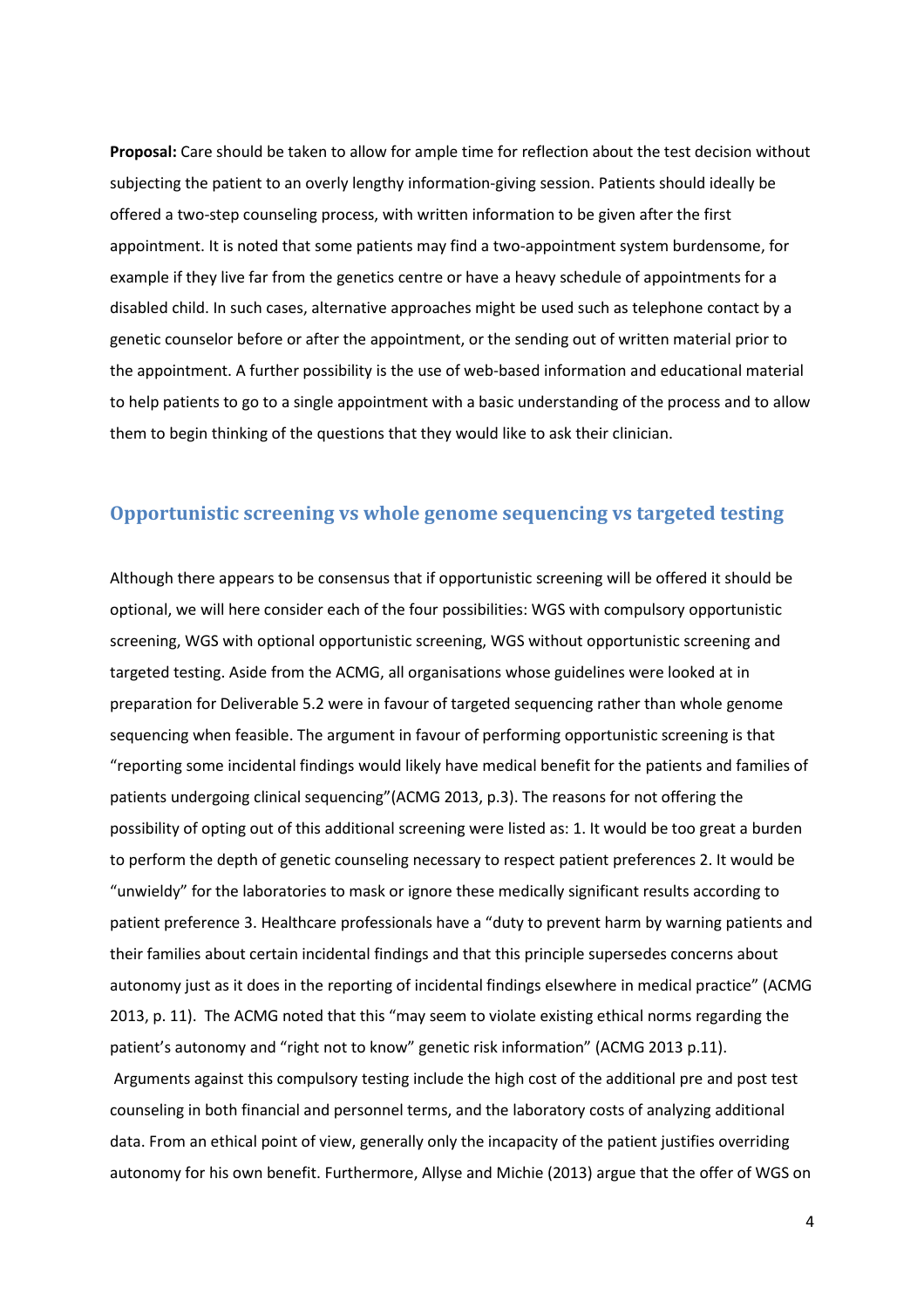**Proposal:** Care should be taken to allow for ample time for reflection about the test decision without subjecting the patient to an overly lengthy information-giving session. Patients should ideally be offered a two-step counseling process, with written information to be given after the first appointment. It is noted that some patients may find a two-appointment system burdensome, for example if they live far from the genetics centre or have a heavy schedule of appointments for a disabled child. In such cases, alternative approaches might be used such as telephone contact by a genetic counselor before or after the appointment, or the sending out of written material prior to the appointment. A further possibility is the use of web-based information and educational material to help patients to go to a single appointment with a basic understanding of the process and to allow them to begin thinking of the questions that they would like to ask their clinician.

## Opportunistic screening vs whole genome sequencing vs targeted testing

Although there appears to be consensus that if opportunistic screening will be offered it should be optional, we will here consider each of the four possibilities: WGS with compulsory opportunistic screening, WGS with optional opportunistic screening, WGS without opportunistic screening and targeted testing. Aside from the ACMG, all organisations whose guidelines were looked at in preparation for Deliverable 5.2 were in favour of targeted sequencing rather than whole genome sequencing when feasible. The argument in favour of performing opportunistic screening is that "reporting some incidental findings would likely have medical benefit for the patients and families of patients undergoing clinical sequencing"(ACMG 2013, p.3). The reasons for not offering the possibility of opting out of this additional screening were listed as: 1. It would be too great a burden to perform the depth of genetic counseling necessary to respect patient preferences 2. It would be "unwieldy" for the laboratories to mask or ignore these medically significant results according to patient preference 3. Healthcare professionals have a "duty to prevent harm by warning patients and their families about certain incidental findings and that this principle supersedes concerns about autonomy just as it does in the reporting of incidental findings elsewhere in medical practice" (ACMG 2013, p. 11). The ACMG noted that this "may seem to violate existing ethical norms regarding the patient's autonomy and "right not to know" genetic risk information" (ACMG 2013 p.11).

Arguments against this compulsory testing include the high cost of the additional pre and post test counseling in both financial and personnel terms, and the laboratory costs of analyzing additional data. From an ethical point of view, generally only the incapacity of the patient justifies overriding autonomy for his own benefit. Furthermore, Allyse and Michie (2013) argue that the offer of WGS on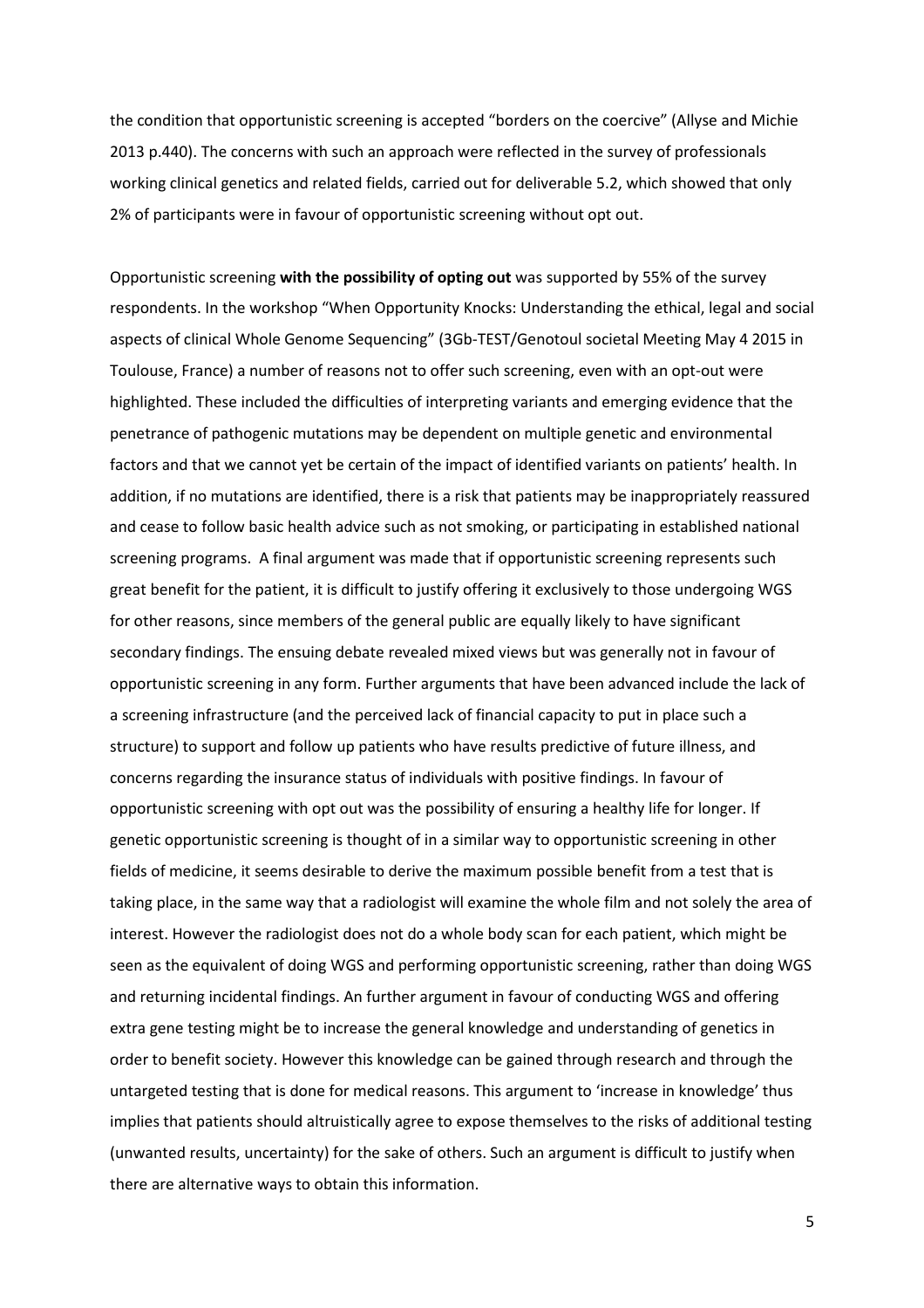the condition that opportunistic screening is accepted "borders on the coercive" (Allyse and Michie 2013 p.440). The concerns with such an approach were reflected in the survey of professionals working clinical genetics and related fields, carried out for deliverable 5.2, which showed that only 2% of participants were in favour of opportunistic screening without opt out.

Opportunistic screening **with the possibility of opting out** was supported by 55% of the survey respondents. In the workshop "When Opportunity Knocks: Understanding the ethical, legal and social aspects of clinical Whole Genome Sequencing" (3Gb-TEST/Genotoul societal Meeting May 4 2015 in Toulouse, France) a number of reasons not to offer such screening, even with an opt-out were highlighted. These included the difficulties of interpreting variants and emerging evidence that the penetrance of pathogenic mutations may be dependent on multiple genetic and environmental factors and that we cannot yet be certain of the impact of identified variants on patients' health. In addition, if no mutations are identified, there is a risk that patients may be inappropriately reassured and cease to follow basic health advice such as not smoking, or participating in established national screening programs. A final argument was made that if opportunistic screening represents such great benefit for the patient, it is difficult to justify offering it exclusively to those undergoing WGS for other reasons, since members of the general public are equally likely to have significant secondary findings. The ensuing debate revealed mixed views but was generally not in favour of opportunistic screening in any form. Further arguments that have been advanced include the lack of a screening infrastructure (and the perceived lack of financial capacity to put in place such a structure) to support and follow up patients who have results predictive of future illness, and concerns regarding the insurance status of individuals with positive findings. In favour of opportunistic screening with opt out was the possibility of ensuring a healthy life for longer. If genetic opportunistic screening is thought of in a similar way to opportunistic screening in other fields of medicine, it seems desirable to derive the maximum possible benefit from a test that is taking place, in the same way that a radiologist will examine the whole film and not solely the area of interest. However the radiologist does not do a whole body scan for each patient, which might be seen as the equivalent of doing WGS and performing opportunistic screening, rather than doing WGS and returning incidental findings. An further argument in favour of conducting WGS and offering extra gene testing might be to increase the general knowledge and understanding of genetics in order to benefit society. However this knowledge can be gained through research and through the untargeted testing that is done for medical reasons. This argument to 'increase in knowledge' thus implies that patients should altruistically agree to expose themselves to the risks of additional testing (unwanted results, uncertainty) for the sake of others. Such an argument is difficult to justify when there are alternative ways to obtain this information.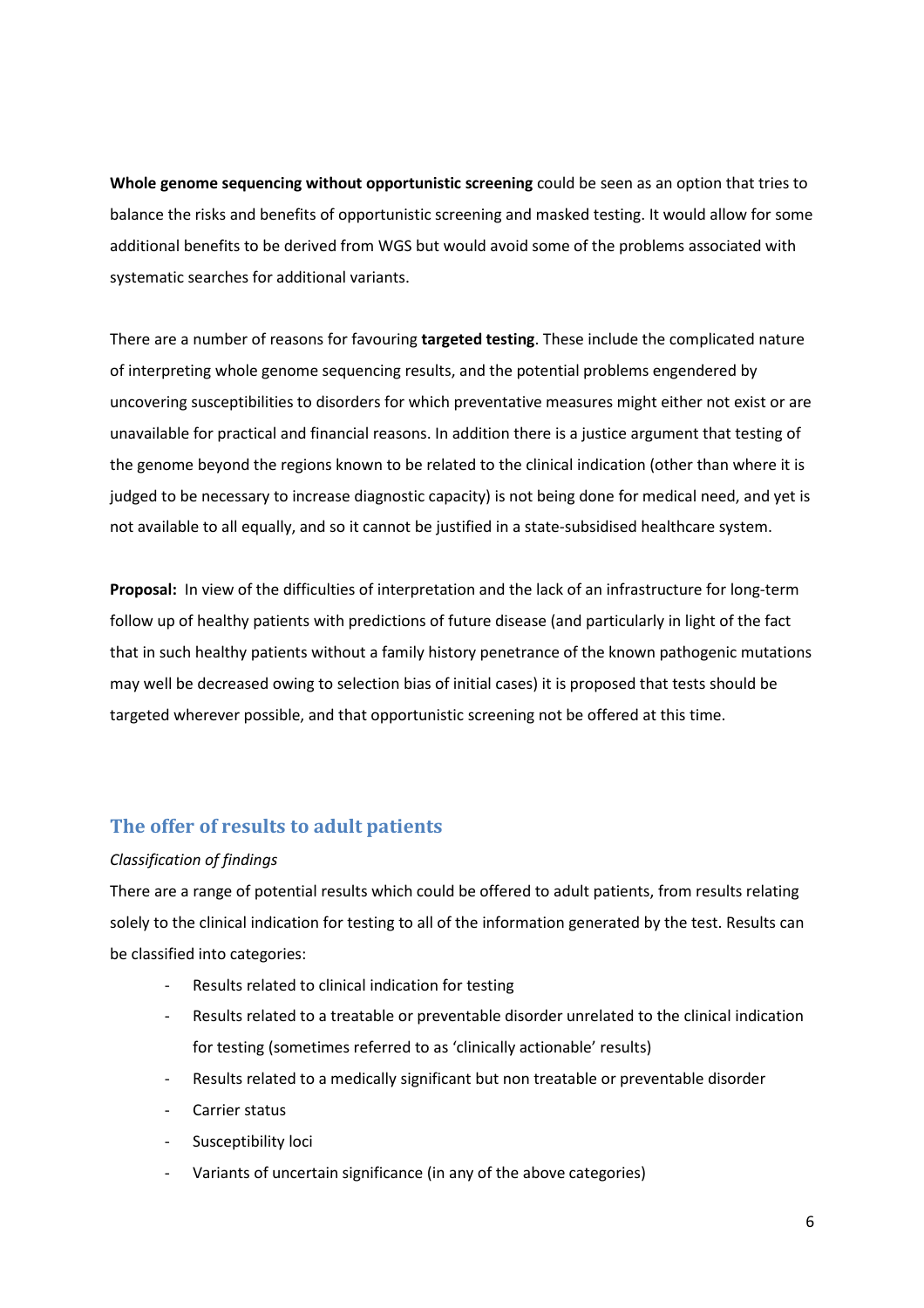**Whole genome sequencing without opportunistic screening** could be seen as an option that tries to balance the risks and benefits of opportunistic screening and masked testing. It would allow for some additional benefits to be derived from WGS but would avoid some of the problems associated with systematic searches for additional variants.

There are a number of reasons for favouring **targeted testing**. These include the complicated nature of interpreting whole genome sequencing results, and the potential problems engendered by uncovering susceptibilities to disorders for which preventative measures might either not exist or are unavailable for practical and financial reasons. In addition there is a justice argument that testing of the genome beyond the regions known to be related to the clinical indication (other than where it is judged to be necessary to increase diagnostic capacity) is not being done for medical need, and yet is not available to all equally, and so it cannot be justified in a state-subsidised healthcare system.

**Proposal:** In view of the difficulties of interpretation and the lack of an infrastructure for long-term follow up of healthy patients with predictions of future disease (and particularly in light of the fact that in such healthy patients without a family history penetrance of the known pathogenic mutations may well be decreased owing to selection bias of initial cases) it is proposed that tests should be targeted wherever possible, and that opportunistic screening not be offered at this time.

## The offer of results to adult patients

*Classification of findings*

There are a range of potential results which could be offered to adult patients, from results relating solely to the clinical indication for testing to all of the information generated by the test. Results can be classified into categories:

- Results related to clinical indication for testing
- Results related to a treatable or preventable disorder unrelated to the clinical indication for testing (sometimes referred to as 'clinically actionable' results)
- Results related to a medically significant but non treatable or preventable disorder
- Carrier status
- Susceptibility loci
- Variants of uncertain significance (in any of the above categories)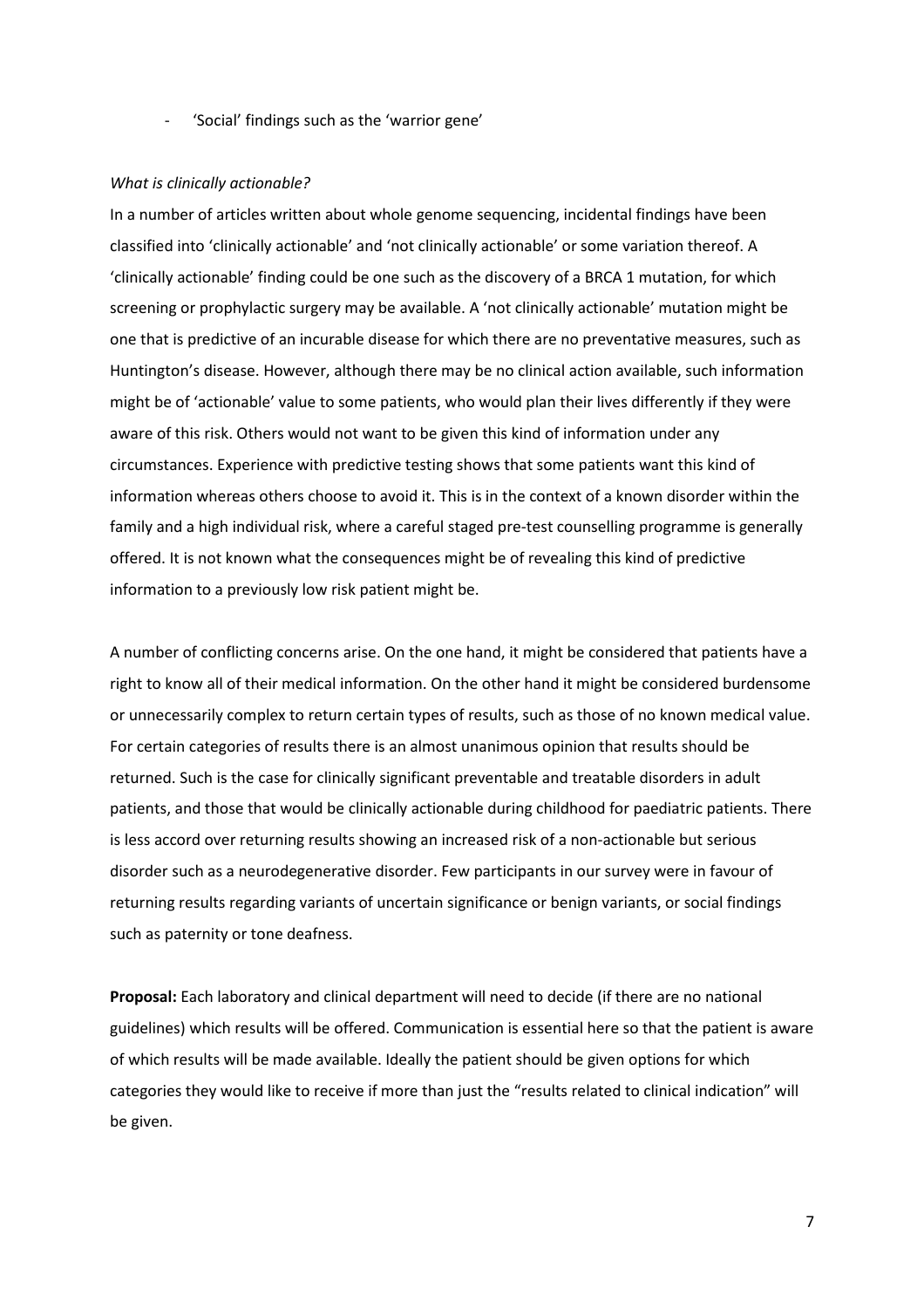- 'Social' findings such as the 'warrior gene'

*What is clinically actionable?*

In a number of articles written about whole genome sequencing, incidental findings have been classified into 'clinically actionable' and 'not clinically actionable' or some variation thereof. A 'clinically actionable' finding could be one such as the discovery of a BRCA 1 mutation, for which screening or prophylactic surgery may be available. A 'not clinically actionable' mutation might be one that is predictive of an incurable disease for which there are no preventative measures, such as Huntington's disease. However, although there may be no clinical action available, such information might be of 'actionable' value to some patients, who would plan their lives differently if they were aware of this risk. Others would not want to be given this kind of information under any circumstances. Experience with predictive testing shows that some patients want this kind of information whereas others choose to avoid it. This is in the context of a known disorder within the family and a high individual risk, where a careful staged pre-test counselling programme is generally offered. It is not known what the consequences might be of revealing this kind of predictive information to a previously low risk patient might be.

A number of conflicting concerns arise. On the one hand, it might be considered that patients have a right to know all of their medical information. On the other hand it might be considered burdensome or unnecessarily complex to return certain types of results, such as those of no known medical value. For certain categories of results there is an almost unanimous opinion that results should be returned. Such is the case for clinically significant preventable and treatable disorders in adult patients, and those that would be clinically actionable during childhood for paediatric patients. There is less accord over returning results showing an increased risk of a non-actionable but serious disorder such as a neurodegenerative disorder. Few participants in our survey were in favour of returning results regarding variants of uncertain significance or benign variants, or social findings such as paternity or tone deafness.

**Proposal:** Each laboratory and clinical department will need to decide (if there are no national guidelines) which results will be offered. Communication is essential here so that the patient is aware of which results will be made available. Ideally the patient should be given options for which categories they would like to receive if more than just the "results related to clinical indication" will be given.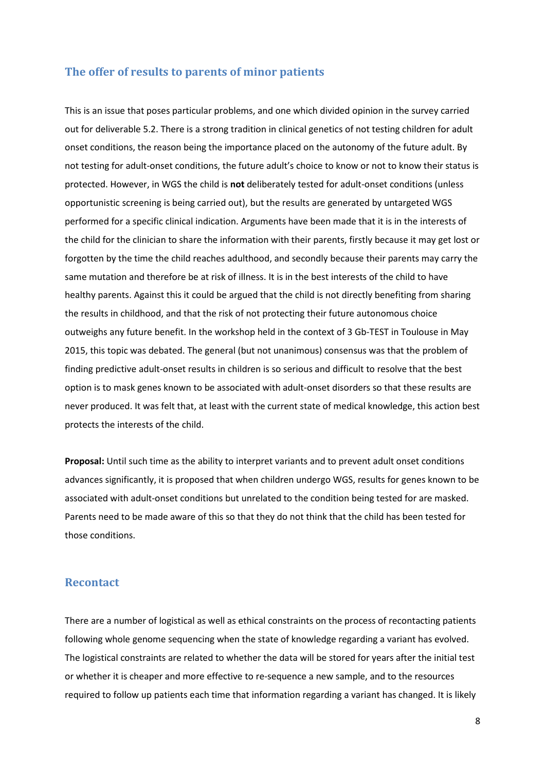## The offer of results to parents of minor patients

This is an issue that poses particular problems, and one which divided opinion in the survey carried out for deliverable 5.2. There is a strong tradition in clinical genetics of not testing children for adult onset conditions, the reason being the importance placed on the autonomy of the future adult. By not testing for adult-onset conditions, the future adult's choice to know or not to know their status is protected. However, in WGS the child is **not** deliberately tested for adult-onset conditions (unless opportunistic screening is being carried out), but the results are generated by untargeted WGS performed for a specific clinical indication. Arguments have been made that it is in the interests of the child for the clinician to share the information with their parents, firstly because it may get lost or forgotten by the time the child reaches adulthood, and secondly because their parents may carry the same mutation and therefore be at risk of illness. It is in the best interests of the child to have healthy parents. Against this it could be argued that the child is not directly benefiting from sharing the results in childhood, and that the risk of not protecting their future autonomous choice outweighs any future benefit. In the workshop held in the context of 3 Gb-TEST in Toulouse in May 2015, this topic was debated. The general (but not unanimous) consensus was that the problem of finding predictive adult-onset results in children is so serious and difficult to resolve that the best option is to mask genes known to be associated with adult-onset disorders so that these results are never produced. It was felt that, at least with the current state of medical knowledge, this action best protects the interests of the child.

**Proposal:** Until such time as the ability to interpret variants and to prevent adult onset conditions advances significantly, it is proposed that when children undergo WGS, results for genes known to be associated with adult-onset conditions but unrelated to the condition being tested for are masked. Parents need to be made aware of this so that they do not think that the child has been tested for those conditions.

## Recontact

There are a number of logistical as well as ethical constraints on the process of recontacting patients following whole genome sequencing when the state of knowledge regarding a variant has evolved. The logistical constraints are related to whether the data will be stored for years after the initial test or whether it is cheaper and more effective to re-sequence a new sample, and to the resources required to follow up patients each time that information regarding a variant has changed. It is likely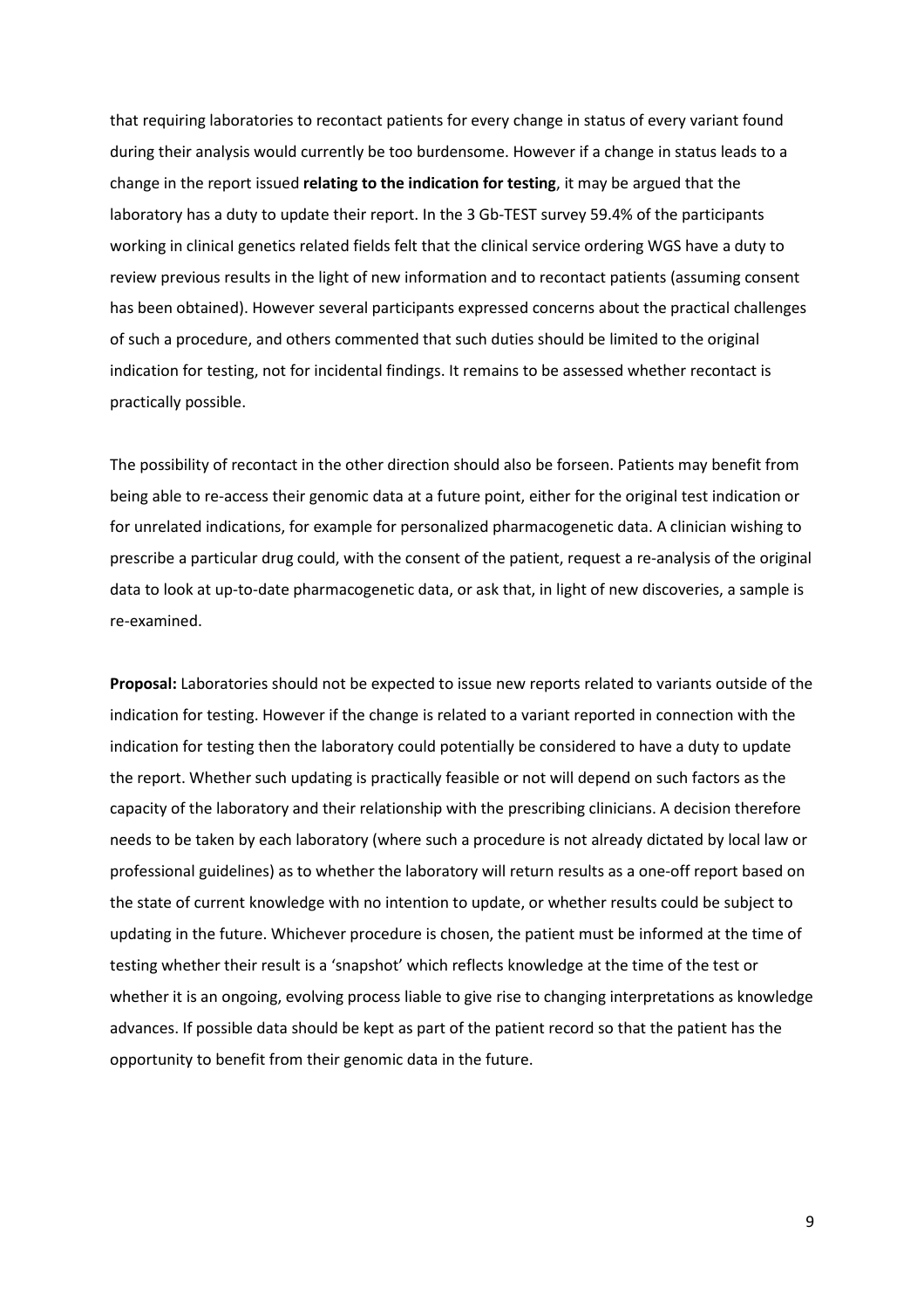that requiring laboratories to recontact patients for every change in status of every variant found during their analysis would currently be too burdensome. However if a change in status leads to a change in the report issued **relating to the indication for testing**, it may be argued that the laboratory has a duty to update their report. In the 3 Gb-TEST survey 59.4% of the participants working in clinical genetics related fields felt that the clinical service ordering WGS have a duty to review previous results in the light of new information and to recontact patients (assuming consent has been obtained). However several participants expressed concerns about the practical challenges of such a procedure, and others commented that such duties should be limited to the original indication for testing, not for incidental findings. It remains to be assessed whether recontact is practically possible.

The possibility of recontact in the other direction should also be forseen. Patients may benefit from being able to re-access their genomic data at a future point, either for the original test indication or for unrelated indications, for example for personalized pharmacogenetic data. A clinician wishing to prescribe a particular drug could, with the consent of the patient, request a re-analysis of the original data to look at up-to-date pharmacogenetic data, or ask that, in light of new discoveries, a sample is re-examined.

**Proposal:** Laboratories should not be expected to issue new reports related to variants outside of the indication for testing. However if the change is related to a variant reported in connection with the indication for testing then the laboratory could potentially be considered to have a duty to update the report. Whether such updating is practically feasible or not will depend on such factors as the capacity of the laboratory and their relationship with the prescribing clinicians. A decision therefore needs to be taken by each laboratory (where such a procedure is not already dictated by local law or professional guidelines) as to whether the laboratory will return results as a one-off report based on the state of current knowledge with no intention to update, or whether results could be subject to updating in the future. Whichever procedure is chosen, the patient must be informed at the time of testing whether their result is a 'snapshot' which reflects knowledge at the time of the test or whether it is an ongoing, evolving process liable to give rise to changing interpretations as knowledge advances. If possible data should be kept as part of the patient record so that the patient has the opportunity to benefit from their genomic data in the future.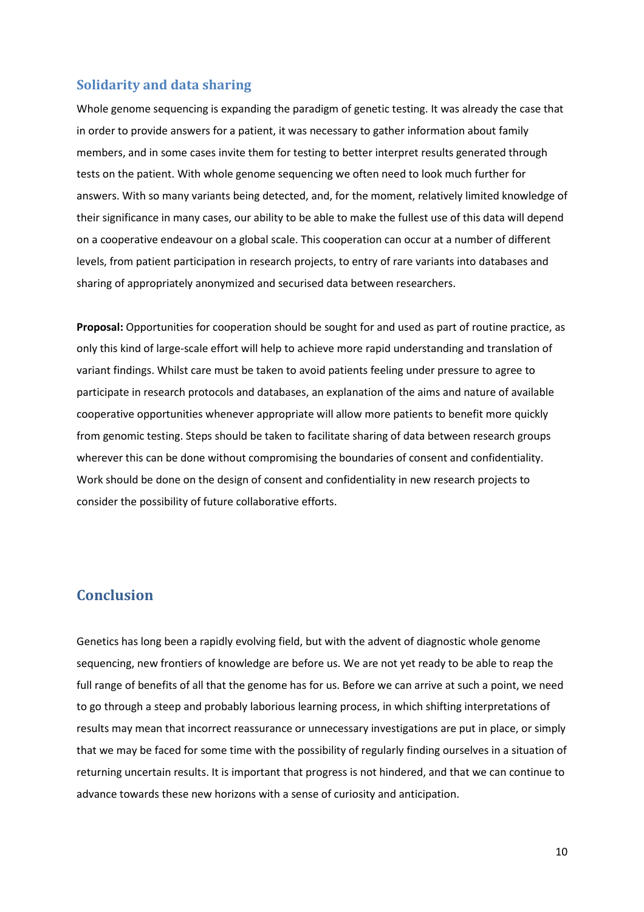## Solidarity and data sharing

Whole genome sequencing is expanding the paradigm of genetic testing. It was already the case that in order to provide answers for a patient, it was necessary to gather information about family members, and in some cases invite them for testing to better interpret results generated through tests on the patient. With whole genome sequencing we often need to look much further for answers. With so many variants being detected, and, for the moment, relatively limited knowledge of their significance in many cases, our ability to be able to make the fullest use of this data will depend on a cooperative endeavour on a global scale. This cooperation can occur at a number of different levels, from patient participation in research projects, to entry of rare variants into databases and sharing of appropriately anonymized and securised data between researchers.

**Proposal:** Opportunities for cooperation should be sought for and used as part of routine practice, as only this kind of large-scale effort will help to achieve more rapid understanding and translation of variant findings. Whilst care must be taken to avoid patients feeling under pressure to agree to participate in research protocols and databases, an explanation of the aims and nature of available cooperative opportunities whenever appropriate will allow more patients to benefit more quickly from genomic testing. Steps should be taken to facilitate sharing of data between research groups wherever this can be done without compromising the boundaries of consent and confidentiality. Work should be done on the design of consent and confidentiality in new research projects to consider the possibility of future collaborative efforts.

# Conclusion

Genetics has long been a rapidly evolving field, but with the advent of diagnostic whole genome sequencing, new frontiers of knowledge are before us. We are not yet ready to be able to reap the full range of benefits of all that the genome has for us. Before we can arrive at such a point, we need to go through a steep and probably laborious learning process, in which shifting interpretations of results may mean that incorrect reassurance or unnecessary investigations are put in place, or simply that we may be faced for some time with the possibility of regularly finding ourselves in a situation of returning uncertain results. It is important that progress is not hindered, and that we can continue to advance towards these new horizons with a sense of curiosity and anticipation.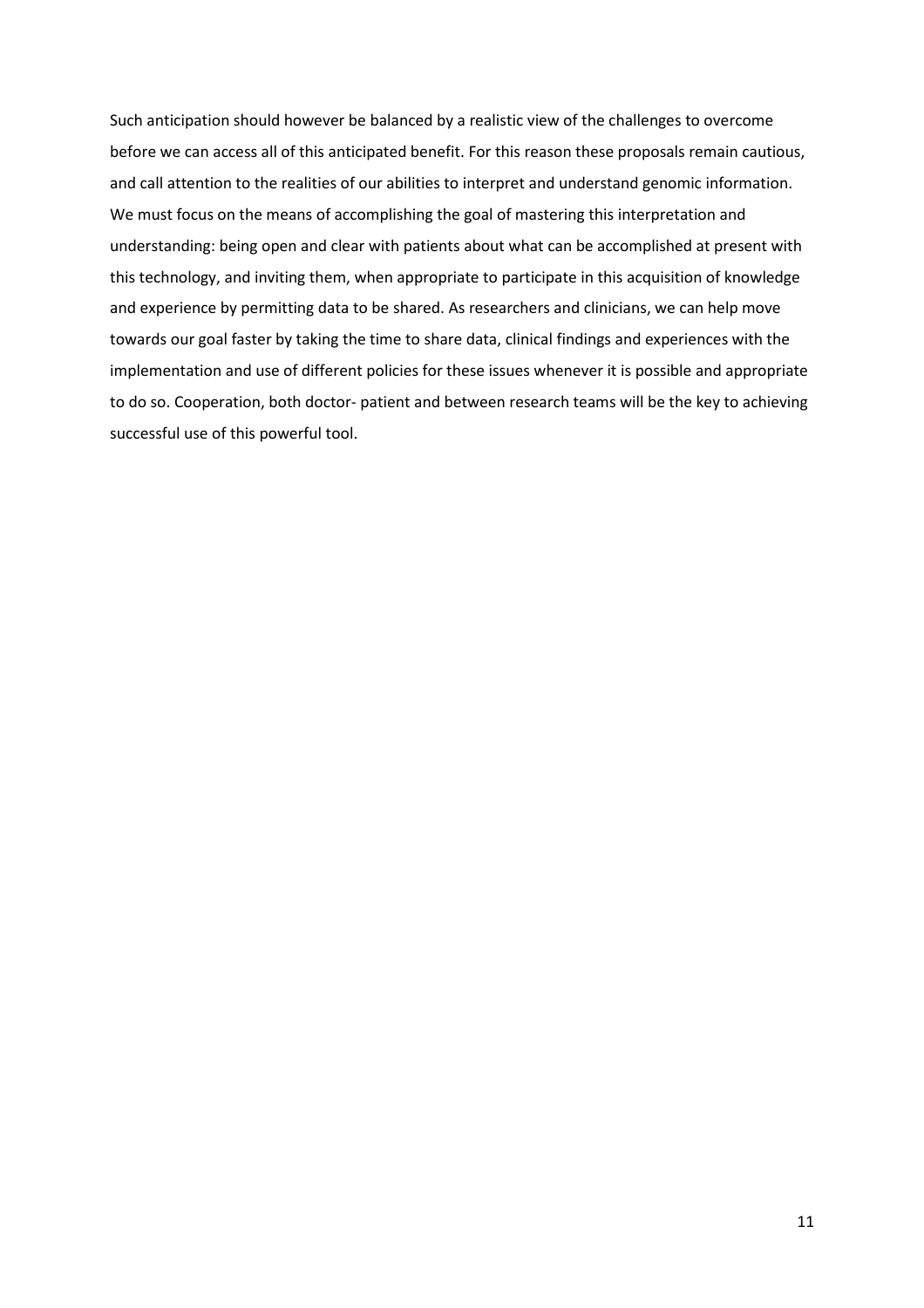Such anticipation should however be balanced by a realistic view of the challenges to overcome before we can access all of this anticipated benefit. For this reason these proposals remain cautious, and call attention to the realities of our abilities to interpret and understand genomic information. We must focus on the means of accomplishing the goal of mastering this interpretation and understanding: being open and clear with patients about what can be accomplished at present with this technology, and inviting them, when appropriate to participate in this acquisition of knowledge and experience by permitting data to be shared. As researchers and clinicians, we can help move towards our goal faster by taking the time to share data, clinical findings and experiences with the implementation and use of different policies for these issues whenever it is possible and appropriate to do so. Cooperation, both doctor- patient and between research teams will be the key to achieving successful use of this powerful tool.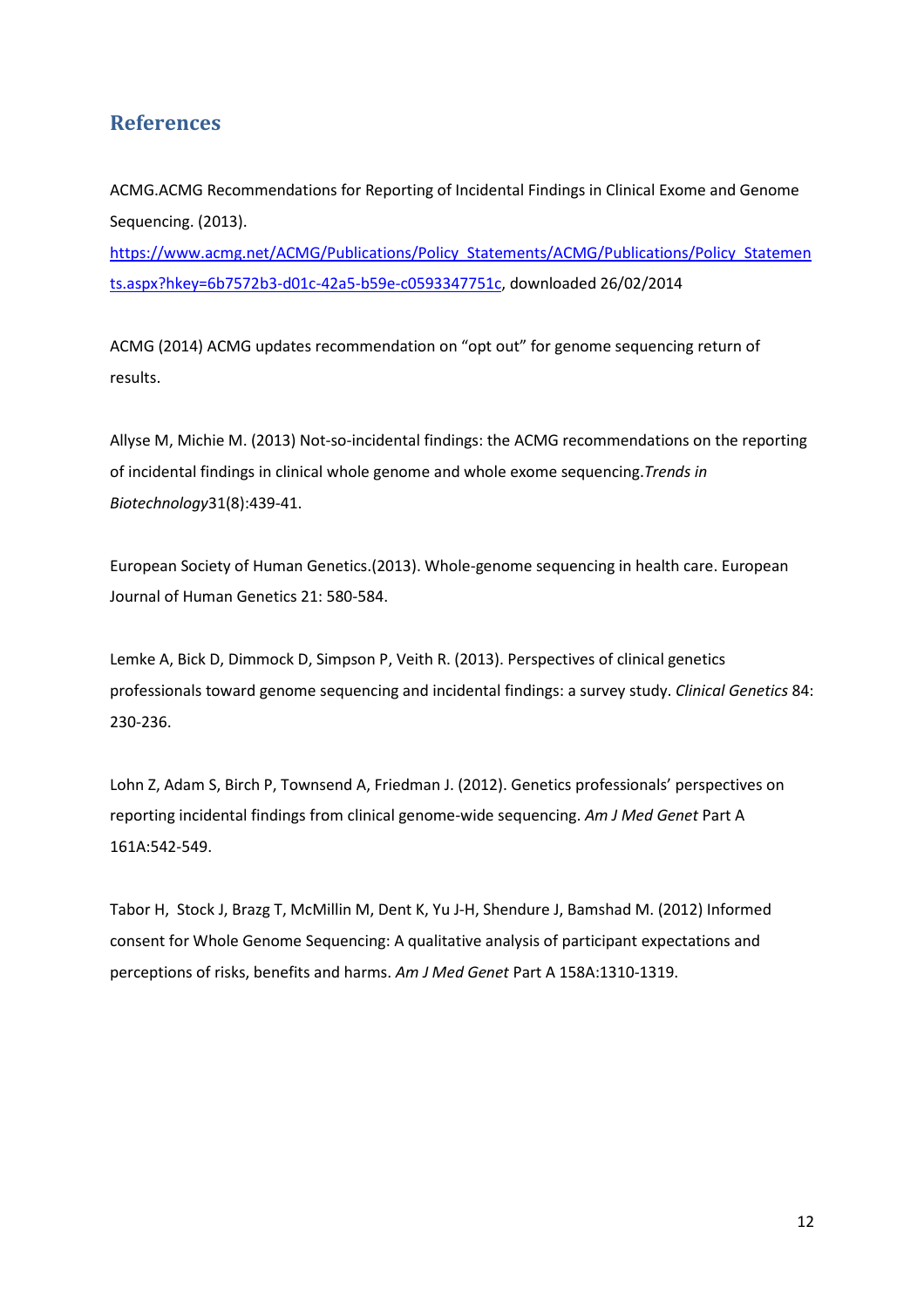## References

ACMG.ACMG Recommendations for Reporting of Incidental Findings in Clinical Exome and Genome Sequencing. (2013). https://www.acmg.net/ACMG/Publications/Policy_Statements/ACMG/Publications/Policy_Statements.aspx?hkey=6b7572b3-d01c-42a5-b59e-c0593347751c, downloaded 26/02/2014

ACMG (2014) ACMG updates recommendation on "opt out" for genome sequencing return of results.

Allyse M, Michie M. (2013) Not-so-incidental findings: the ACMG recommendations on the reporting of incidental findings in clinical whole genome and whole exome sequencing.*Trends in Biotechnology*31(8):439-41.

European Society of Human Genetics.(2013). Whole-genome sequencing in health care. European Journal of Human Genetics 21: 580-584.

Lemke A, Bick D, Dimmock D, Simpson P, Veith R. (2013). Perspectives of clinical genetics professionals toward genome sequencing and incidental findings: a survey study. *Clinical Genetics* 84: 230-236.

Lohn Z, Adam S, Birch P, Townsend A, Friedman J. (2012). Genetics professionals' perspectives on reporting incidental findings from clinical genome-wide sequencing. *Am J Med Genet* Part A 161A:542-549.

Tabor H, Stock J, Brazg T, McMillin M, Dent K, Yu J-H, Shendure J, Bamshad M. (2012) Informed consent for Whole Genome Sequencing: A qualitative analysis of participant expectations and perceptions of risks, benefits and harms. *Am J Med Genet* Part A 158A:1310-1319.